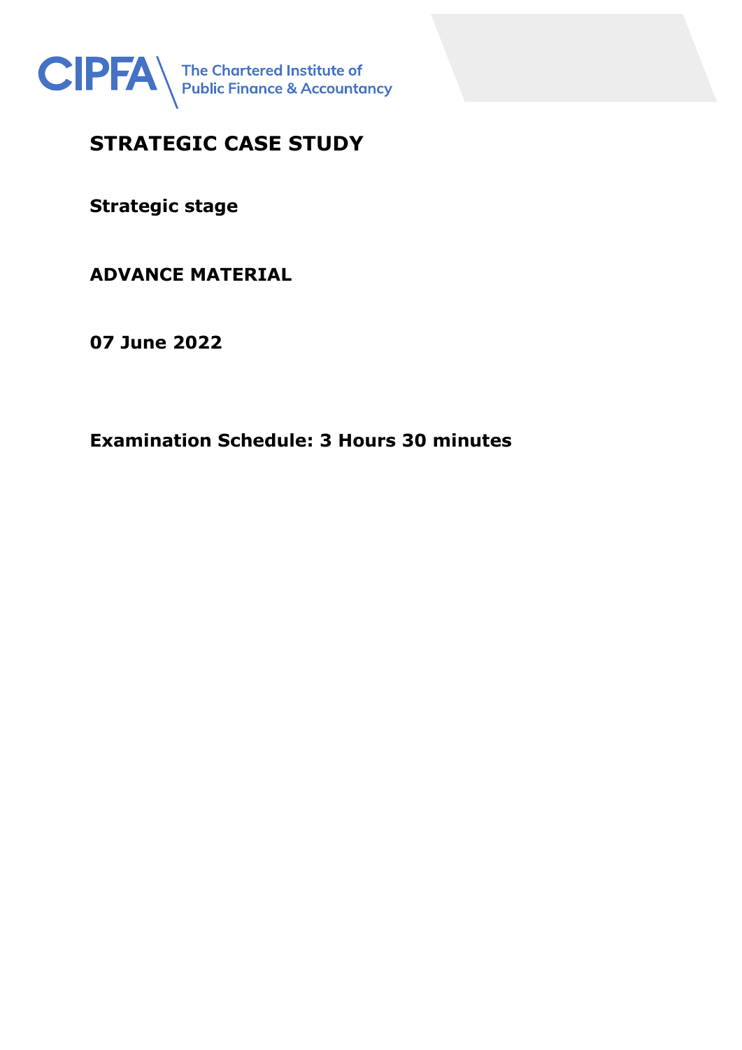CIPFA The Chartered Institute of Public Finance & Accountancy

# STRATEGIC CASE STUDY

**Strategic stage**

**ADVANCE MATERIAL**

**07 June 2022**

**Examination Schedule: 3 Hours 30 minutes**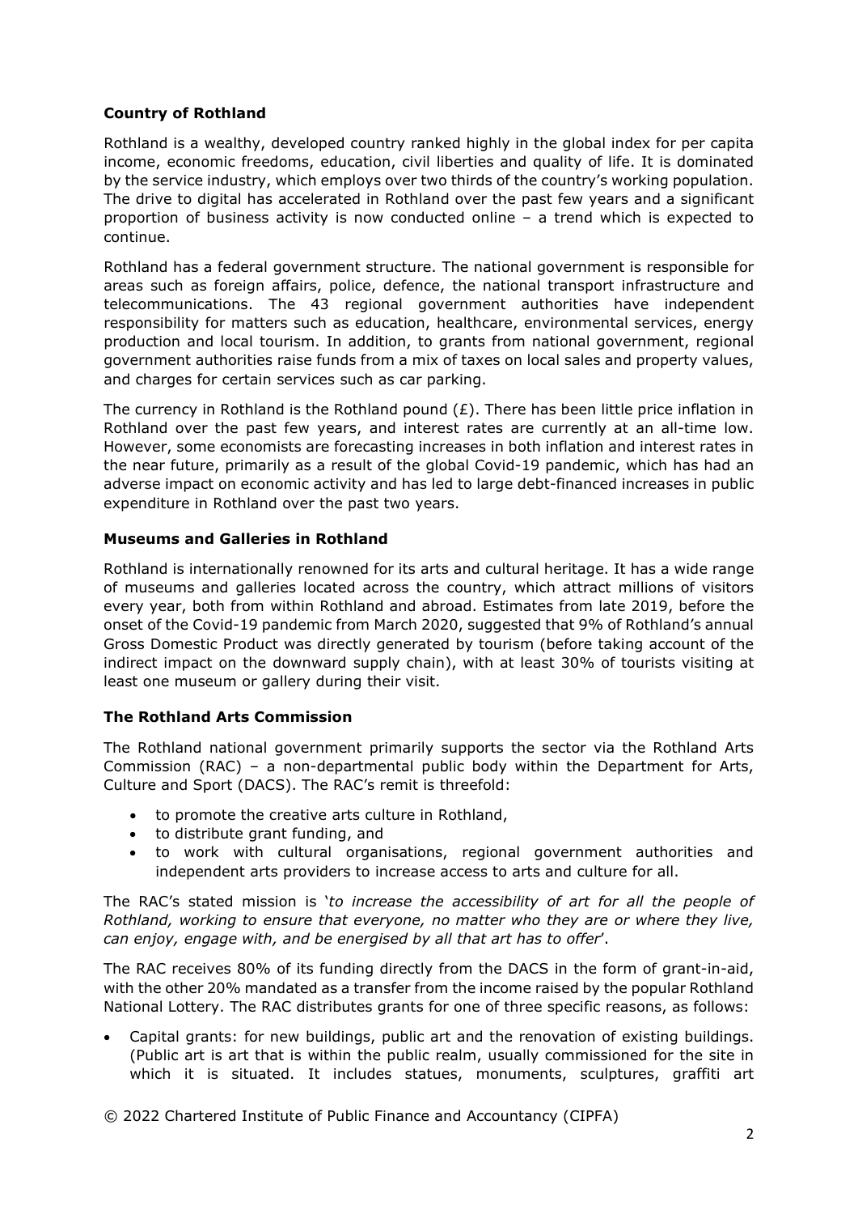**Country of Rothland**

Rothland is a wealthy, developed country ranked highly in the global index for per capita income, economic freedoms, education, civil liberties and quality of life. It is dominated by the service industry, which employs over two thirds of the country's working population. The drive to digital has accelerated in Rothland over the past few years and a significant proportion of business activity is now conducted online – a trend which is expected to continue.

Rothland has a federal government structure. The national government is responsible for areas such as foreign affairs, police, defence, the national transport infrastructure and telecommunications. The 43 regional government authorities have independent responsibility for matters such as education, healthcare, environmental services, energy production and local tourism. In addition, to grants from national government, regional government authorities raise funds from a mix of taxes on local sales and property values, and charges for certain services such as car parking.

The currency in Rothland is the Rothland pound (£). There has been little price inflation in Rothland over the past few years, and interest rates are currently at an all-time low. However, some economists are forecasting increases in both inflation and interest rates in the near future, primarily as a result of the global Covid-19 pandemic, which has had an adverse impact on economic activity and has led to large debt-financed increases in public expenditure in Rothland over the past two years.

**Museums and Galleries in Rothland**

Rothland is internationally renowned for its arts and cultural heritage. It has a wide range of museums and galleries located across the country, which attract millions of visitors every year, both from within Rothland and abroad. Estimates from late 2019, before the onset of the Covid-19 pandemic from March 2020, suggested that 9% of Rothland's annual Gross Domestic Product was directly generated by tourism (before taking account of the indirect impact on the downward supply chain), with at least 30% of tourists visiting at least one museum or gallery during their visit.

**The Rothland Arts Commission**

The Rothland national government primarily supports the sector via the Rothland Arts Commission (RAC) – a non-departmental public body within the Department for Arts, Culture and Sport (DACS). The RAC's remit is threefold:

- to promote the creative arts culture in Rothland,
- to distribute grant funding, and
- to work with cultural organisations, regional government authorities and independent arts providers to increase access to arts and culture for all.

The RAC's stated mission is '*to increase the accessibility of art for all the people of Rothland, working to ensure that everyone, no matter who they are or where they live, can enjoy, engage with, and be energised by all that art has to offer*'.

The RAC receives 80% of its funding directly from the DACS in the form of grant-in-aid, with the other 20% mandated as a transfer from the income raised by the popular Rothland National Lottery. The RAC distributes grants for one of three specific reasons, as follows:

- Capital grants: for new buildings, public art and the renovation of existing buildings. (Public art is art that is within the public realm, usually commissioned for the site in which it is situated. It includes statues, monuments, sculptures, graffiti art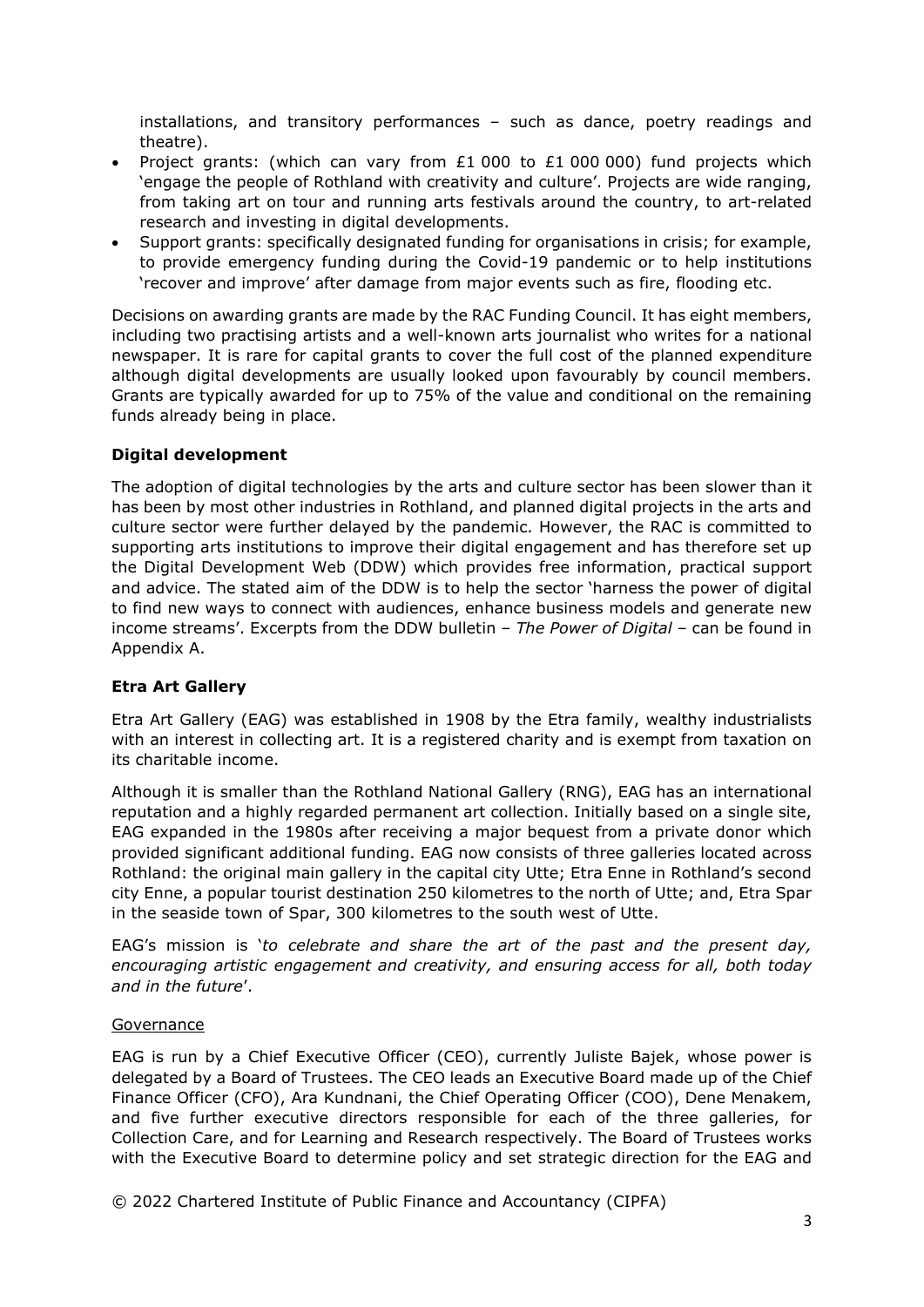installations, and transitory performances – such as dance, poetry readings and theatre).

- Project grants: (which can vary from £1 000 to £1 000 000) fund projects which 'engage the people of Rothland with creativity and culture'. Projects are wide ranging, from taking art on tour and running arts festivals around the country, to art-related research and investing in digital developments.
- Support grants: specifically designated funding for organisations in crisis; for example, to provide emergency funding during the Covid-19 pandemic or to help institutions 'recover and improve' after damage from major events such as fire, flooding etc.

Decisions on awarding grants are made by the RAC Funding Council. It has eight members, including two practising artists and a well-known arts journalist who writes for a national newspaper. It is rare for capital grants to cover the full cost of the planned expenditure although digital developments are usually looked upon favourably by council members. Grants are typically awarded for up to 75% of the value and conditional on the remaining funds already being in place.

**Digital development**

The adoption of digital technologies by the arts and culture sector has been slower than it has been by most other industries in Rothland, and planned digital projects in the arts and culture sector were further delayed by the pandemic. However, the RAC is committed to supporting arts institutions to improve their digital engagement and has therefore set up the Digital Development Web (DDW) which provides free information, practical support and advice. The stated aim of the DDW is to help the sector 'harness the power of digital to find new ways to connect with audiences, enhance business models and generate new income streams'. Excerpts from the DDW bulletin – *The Power of Digital* – can be found in Appendix A.

**Etra Art Gallery**

Etra Art Gallery (EAG) was established in 1908 by the Etra family, wealthy industrialists with an interest in collecting art. It is a registered charity and is exempt from taxation on its charitable income.

Although it is smaller than the Rothland National Gallery (RNG), EAG has an international reputation and a highly regarded permanent art collection. Initially based on a single site, EAG expanded in the 1980s after receiving a major bequest from a private donor which provided significant additional funding. EAG now consists of three galleries located across Rothland: the original main gallery in the capital city Utte; Etra Enne in Rothland's second city Enne, a popular tourist destination 250 kilometres to the north of Utte; and, Etra Spar in the seaside town of Spar, 300 kilometres to the south west of Utte.

EAG's mission is '*to celebrate and share the art of the past and the present day, encouraging artistic engagement and creativity, and ensuring access for all, both today and in the future*'.

Governance

EAG is run by a Chief Executive Officer (CEO), currently Juliste Bajek, whose power is delegated by a Board of Trustees. The CEO leads an Executive Board made up of the Chief Finance Officer (CFO), Ara Kundnani, the Chief Operating Officer (COO), Dene Menakem, and five further executive directors responsible for each of the three galleries, for Collection Care, and for Learning and Research respectively. The Board of Trustees works with the Executive Board to determine policy and set strategic direction for the EAG and

© 2022 Chartered Institute of Public Finance and Accountancy (CIPFA)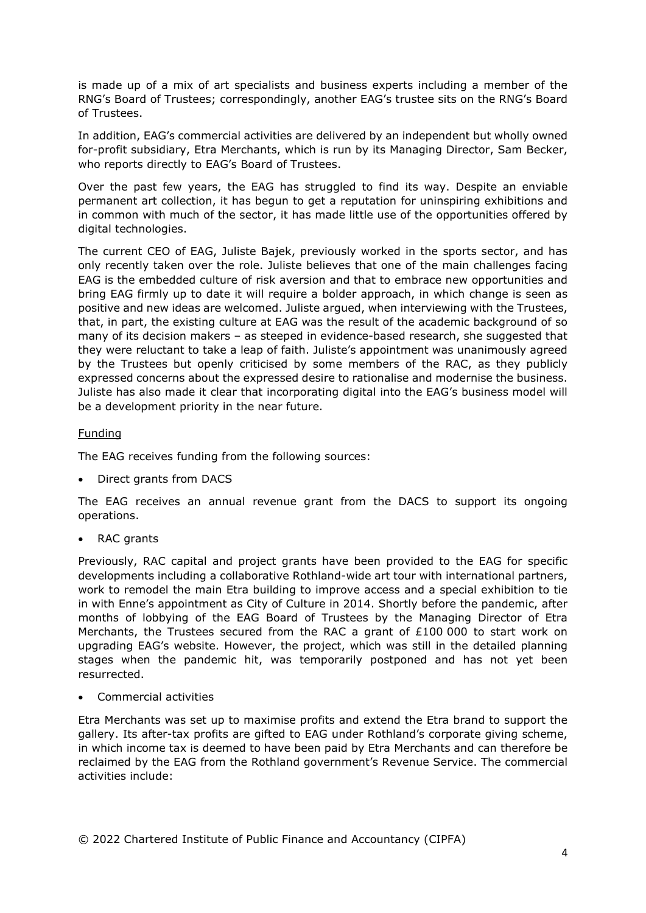is made up of a mix of art specialists and business experts including a member of the RNG's Board of Trustees; correspondingly, another EAG's trustee sits on the RNG's Board of Trustees.

In addition, EAG's commercial activities are delivered by an independent but wholly owned for-profit subsidiary, Etra Merchants, which is run by its Managing Director, Sam Becker, who reports directly to EAG's Board of Trustees.

Over the past few years, the EAG has struggled to find its way. Despite an enviable permanent art collection, it has begun to get a reputation for uninspiring exhibitions and in common with much of the sector, it has made little use of the opportunities offered by digital technologies.

The current CEO of EAG, Juliste Bajek, previously worked in the sports sector, and has only recently taken over the role. Juliste believes that one of the main challenges facing EAG is the embedded culture of risk aversion and that to embrace new opportunities and bring EAG firmly up to date it will require a bolder approach, in which change is seen as positive and new ideas are welcomed. Juliste argued, when interviewing with the Trustees, that, in part, the existing culture at EAG was the result of the academic background of so many of its decision makers – as steeped in evidence-based research, she suggested that they were reluctant to take a leap of faith. Juliste's appointment was unanimously agreed by the Trustees but openly criticised by some members of the RAC, as they publicly expressed concerns about the expressed desire to rationalise and modernise the business. Juliste has also made it clear that incorporating digital into the EAG's business model will be a development priority in the near future.

Funding

The EAG receives funding from the following sources:

- Direct grants from DACS

The EAG receives an annual revenue grant from the DACS to support its ongoing operations.

- RAC grants

Previously, RAC capital and project grants have been provided to the EAG for specific developments including a collaborative Rothland-wide art tour with international partners, work to remodel the main Etra building to improve access and a special exhibition to tie in with Enne's appointment as City of Culture in 2014. Shortly before the pandemic, after months of lobbying of the EAG Board of Trustees by the Managing Director of Etra Merchants, the Trustees secured from the RAC a grant of £100 000 to start work on upgrading EAG's website. However, the project, which was still in the detailed planning stages when the pandemic hit, was temporarily postponed and has not yet been resurrected.

- Commercial activities

Etra Merchants was set up to maximise profits and extend the Etra brand to support the gallery. Its after-tax profits are gifted to EAG under Rothland's corporate giving scheme, in which income tax is deemed to have been paid by Etra Merchants and can therefore be reclaimed by the EAG from the Rothland government's Revenue Service. The commercial activities include: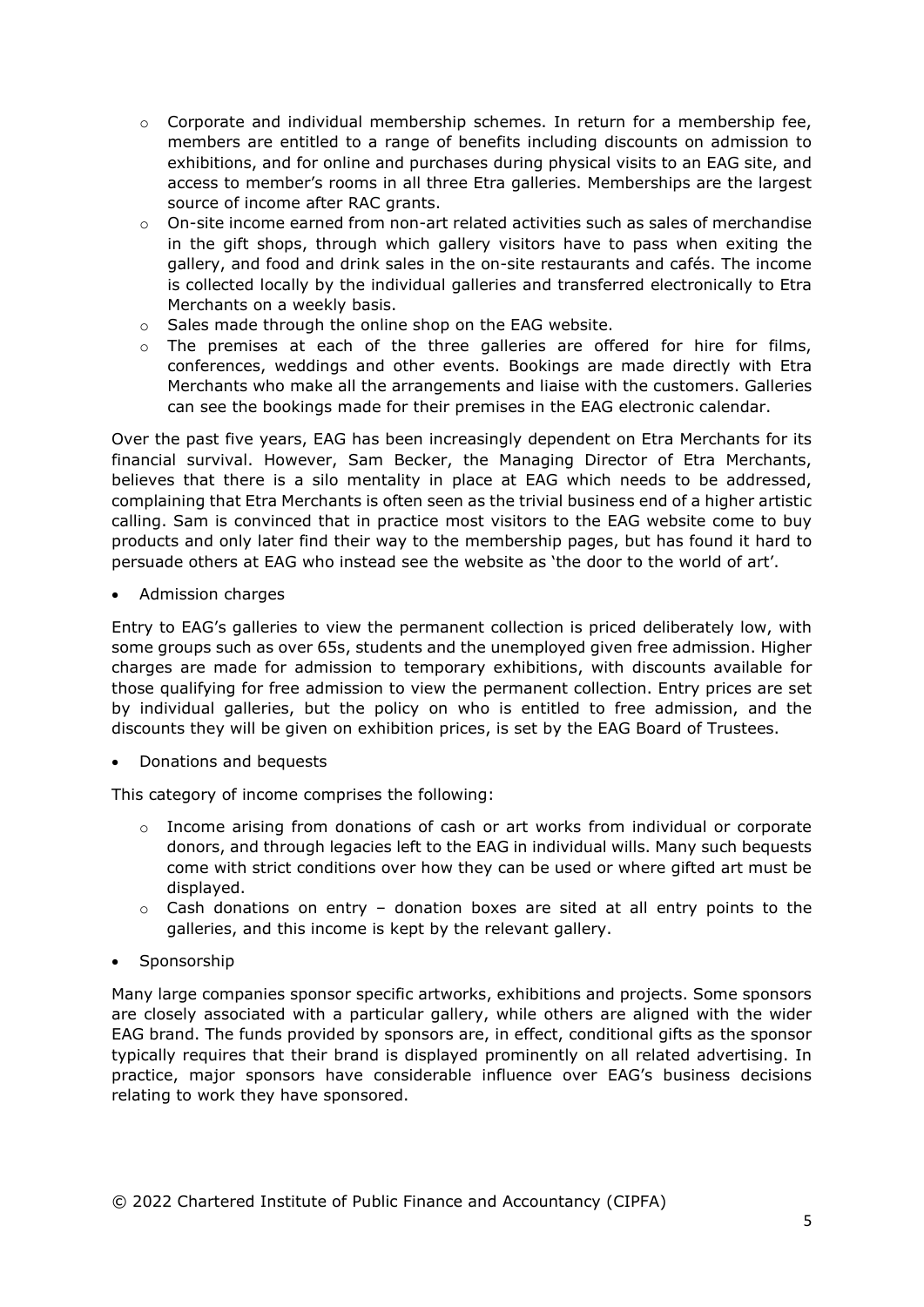- Corporate and individual membership schemes. In return for a membership fee, members are entitled to a range of benefits including discounts on admission to exhibitions, and for online and purchases during physical visits to an EAG site, and access to member's rooms in all three Etra galleries. Memberships are the largest source of income after RAC grants.
  - On-site income earned from non-art related activities such as sales of merchandise in the gift shops, through which gallery visitors have to pass when exiting the gallery, and food and drink sales in the on-site restaurants and cafés. The income is collected locally by the individual galleries and transferred electronically to Etra Merchants on a weekly basis.
  - Sales made through the online shop on the EAG website.
  - The premises at each of the three galleries are offered for hire for films, conferences, weddings and other events. Bookings are made directly with Etra Merchants who make all the arrangements and liaise with the customers. Galleries can see the bookings made for their premises in the EAG electronic calendar.

Over the past five years, EAG has been increasingly dependent on Etra Merchants for its financial survival. However, Sam Becker, the Managing Director of Etra Merchants, believes that there is a silo mentality in place at EAG which needs to be addressed, complaining that Etra Merchants is often seen as the trivial business end of a higher artistic calling. Sam is convinced that in practice most visitors to the EAG website come to buy products and only later find their way to the membership pages, but has found it hard to persuade others at EAG who instead see the website as 'the door to the world of art'.

- Admission charges

Entry to EAG's galleries to view the permanent collection is priced deliberately low, with some groups such as over 65s, students and the unemployed given free admission. Higher charges are made for admission to temporary exhibitions, with discounts available for those qualifying for free admission to view the permanent collection. Entry prices are set by individual galleries, but the policy on who is entitled to free admission, and the discounts they will be given on exhibition prices, is set by the EAG Board of Trustees.

- Donations and bequests

This category of income comprises the following:

  - Income arising from donations of cash or art works from individual or corporate donors, and through legacies left to the EAG in individual wills. Many such bequests come with strict conditions over how they can be used or where gifted art must be displayed.
  - Cash donations on entry – donation boxes are sited at all entry points to the galleries, and this income is kept by the relevant gallery.

- Sponsorship

Many large companies sponsor specific artworks, exhibitions and projects. Some sponsors are closely associated with a particular gallery, while others are aligned with the wider EAG brand. The funds provided by sponsors are, in effect, conditional gifts as the sponsor typically requires that their brand is displayed prominently on all related advertising. In practice, major sponsors have considerable influence over EAG's business decisions relating to work they have sponsored.

© 2022 Chartered Institute of Public Finance and Accountancy (CIPFA)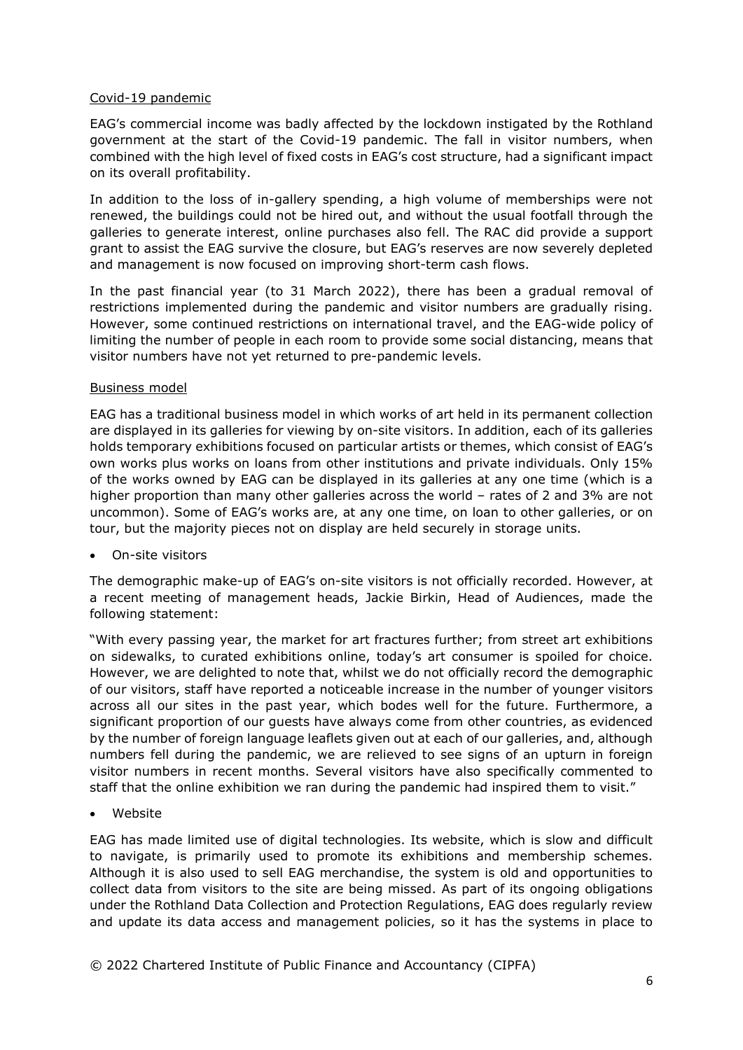Covid-19 pandemic

EAG's commercial income was badly affected by the lockdown instigated by the Rothland government at the start of the Covid-19 pandemic. The fall in visitor numbers, when combined with the high level of fixed costs in EAG's cost structure, had a significant impact on its overall profitability.

In addition to the loss of in-gallery spending, a high volume of memberships were not renewed, the buildings could not be hired out, and without the usual footfall through the galleries to generate interest, online purchases also fell. The RAC did provide a support grant to assist the EAG survive the closure, but EAG's reserves are now severely depleted and management is now focused on improving short-term cash flows.

In the past financial year (to 31 March 2022), there has been a gradual removal of restrictions implemented during the pandemic and visitor numbers are gradually rising. However, some continued restrictions on international travel, and the EAG-wide policy of limiting the number of people in each room to provide some social distancing, means that visitor numbers have not yet returned to pre-pandemic levels.

Business model

EAG has a traditional business model in which works of art held in its permanent collection are displayed in its galleries for viewing by on-site visitors. In addition, each of its galleries holds temporary exhibitions focused on particular artists or themes, which consist of EAG's own works plus works on loans from other institutions and private individuals. Only 15% of the works owned by EAG can be displayed in its galleries at any one time (which is a higher proportion than many other galleries across the world – rates of 2 and 3% are not uncommon). Some of EAG's works are, at any one time, on loan to other galleries, or on tour, but the majority pieces not on display are held securely in storage units.

- On-site visitors

The demographic make-up of EAG's on-site visitors is not officially recorded. However, at a recent meeting of management heads, Jackie Birkin, Head of Audiences, made the following statement:

"With every passing year, the market for art fractures further; from street art exhibitions on sidewalks, to curated exhibitions online, today's art consumer is spoiled for choice. However, we are delighted to note that, whilst we do not officially record the demographic of our visitors, staff have reported a noticeable increase in the number of younger visitors across all our sites in the past year, which bodes well for the future. Furthermore, a significant proportion of our guests have always come from other countries, as evidenced by the number of foreign language leaflets given out at each of our galleries, and, although numbers fell during the pandemic, we are relieved to see signs of an upturn in foreign visitor numbers in recent months. Several visitors have also specifically commented to staff that the online exhibition we ran during the pandemic had inspired them to visit."

- Website

EAG has made limited use of digital technologies. Its website, which is slow and difficult to navigate, is primarily used to promote its exhibitions and membership schemes. Although it is also used to sell EAG merchandise, the system is old and opportunities to collect data from visitors to the site are being missed. As part of its ongoing obligations under the Rothland Data Collection and Protection Regulations, EAG does regularly review and update its data access and management policies, so it has the systems in place to

© 2022 Chartered Institute of Public Finance and Accountancy (CIPFA)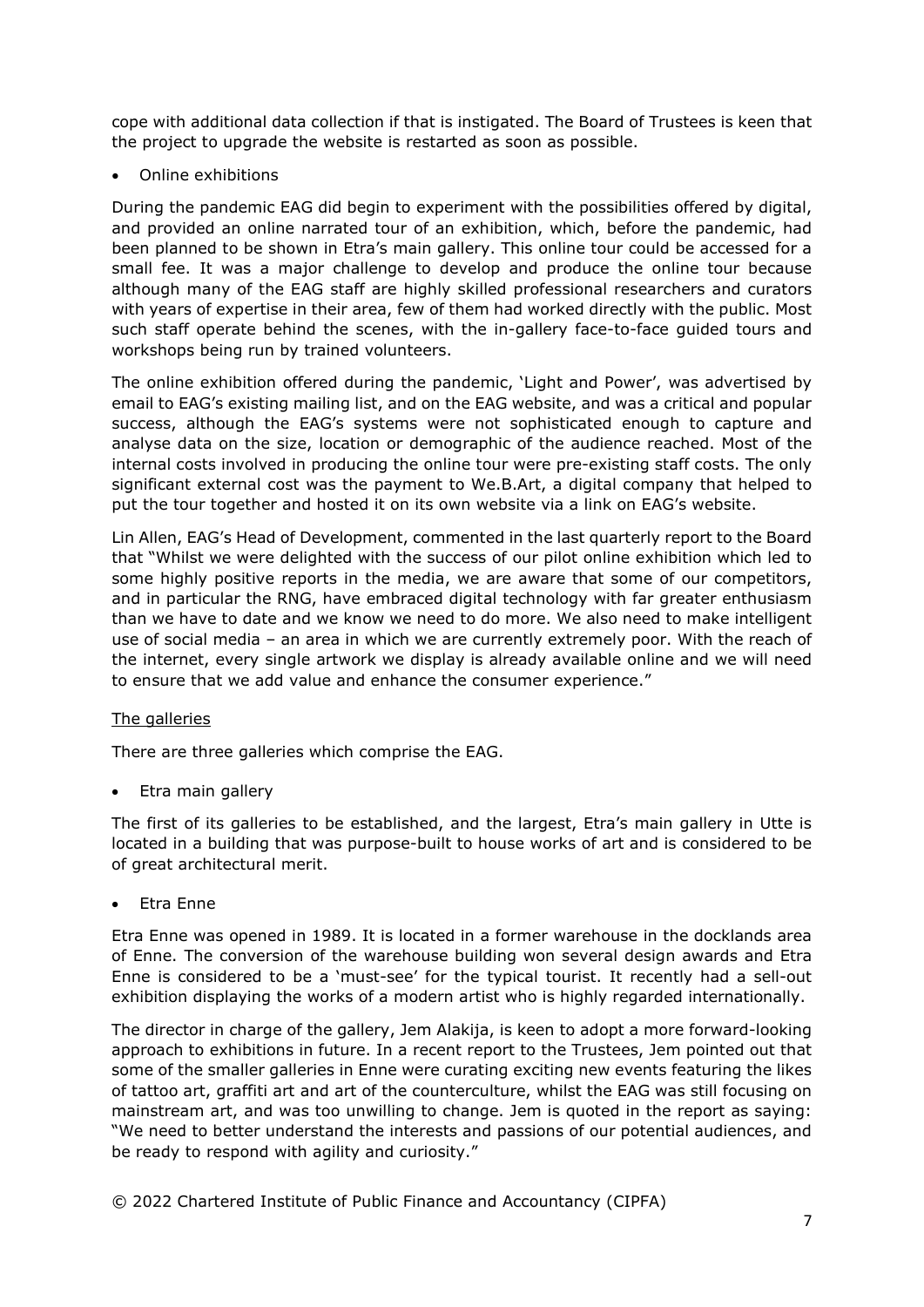cope with additional data collection if that is instigated. The Board of Trustees is keen that the project to upgrade the website is restarted as soon as possible.

- Online exhibitions

During the pandemic EAG did begin to experiment with the possibilities offered by digital, and provided an online narrated tour of an exhibition, which, before the pandemic, had been planned to be shown in Etra's main gallery. This online tour could be accessed for a small fee. It was a major challenge to develop and produce the online tour because although many of the EAG staff are highly skilled professional researchers and curators with years of expertise in their area, few of them had worked directly with the public. Most such staff operate behind the scenes, with the in-gallery face-to-face guided tours and workshops being run by trained volunteers.

The online exhibition offered during the pandemic, 'Light and Power', was advertised by email to EAG's existing mailing list, and on the EAG website, and was a critical and popular success, although the EAG's systems were not sophisticated enough to capture and analyse data on the size, location or demographic of the audience reached. Most of the internal costs involved in producing the online tour were pre-existing staff costs. The only significant external cost was the payment to We.B.Art, a digital company that helped to put the tour together and hosted it on its own website via a link on EAG's website.

Lin Allen, EAG's Head of Development, commented in the last quarterly report to the Board that "Whilst we were delighted with the success of our pilot online exhibition which led to some highly positive reports in the media, we are aware that some of our competitors, and in particular the RNG, have embraced digital technology with far greater enthusiasm than we have to date and we know we need to do more. We also need to make intelligent use of social media – an area in which we are currently extremely poor. With the reach of the internet, every single artwork we display is already available online and we will need to ensure that we add value and enhance the consumer experience."

## The galleries

There are three galleries which comprise the EAG.

- Etra main gallery

The first of its galleries to be established, and the largest, Etra's main gallery in Utte is located in a building that was purpose-built to house works of art and is considered to be of great architectural merit.

- Etra Enne

Etra Enne was opened in 1989. It is located in a former warehouse in the docklands area of Enne. The conversion of the warehouse building won several design awards and Etra Enne is considered to be a 'must-see' for the typical tourist. It recently had a sell-out exhibition displaying the works of a modern artist who is highly regarded internationally.

The director in charge of the gallery, Jem Alakija, is keen to adopt a more forward-looking approach to exhibitions in future. In a recent report to the Trustees, Jem pointed out that some of the smaller galleries in Enne were curating exciting new events featuring the likes of tattoo art, graffiti art and art of the counterculture, whilst the EAG was still focusing on mainstream art, and was too unwilling to change. Jem is quoted in the report as saying: "We need to better understand the interests and passions of our potential audiences, and be ready to respond with agility and curiosity."

© 2022 Chartered Institute of Public Finance and Accountancy (CIPFA)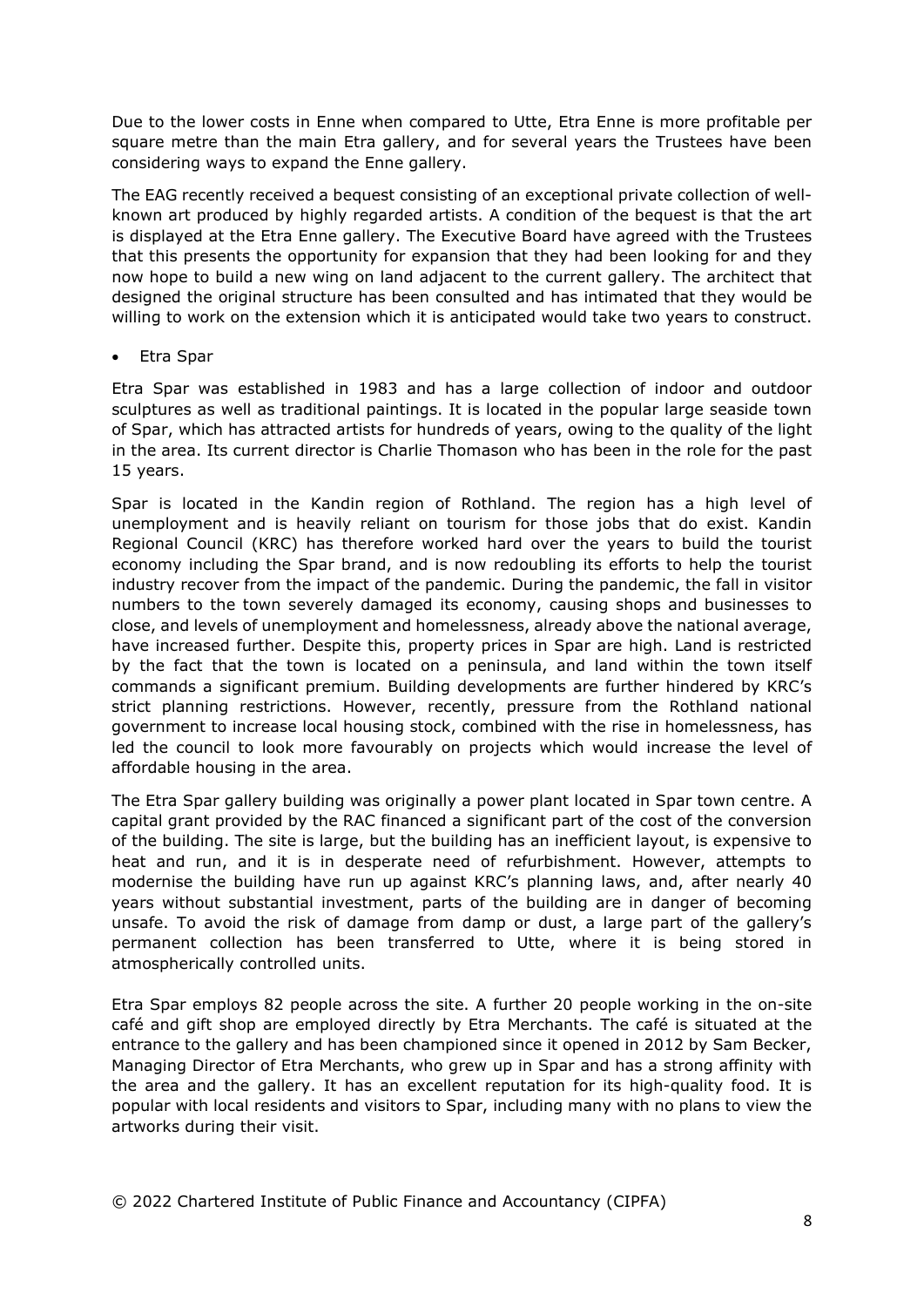Due to the lower costs in Enne when compared to Utte, Etra Enne is more profitable per square metre than the main Etra gallery, and for several years the Trustees have been considering ways to expand the Enne gallery.

The EAG recently received a bequest consisting of an exceptional private collection of well-known art produced by highly regarded artists. A condition of the bequest is that the art is displayed at the Etra Enne gallery. The Executive Board have agreed with the Trustees that this presents the opportunity for expansion that they had been looking for and they now hope to build a new wing on land adjacent to the current gallery. The architect that designed the original structure has been consulted and has intimated that they would be willing to work on the extension which it is anticipated would take two years to construct.

- Etra Spar

Etra Spar was established in 1983 and has a large collection of indoor and outdoor sculptures as well as traditional paintings. It is located in the popular large seaside town of Spar, which has attracted artists for hundreds of years, owing to the quality of the light in the area. Its current director is Charlie Thomason who has been in the role for the past 15 years.

Spar is located in the Kandin region of Rothland. The region has a high level of unemployment and is heavily reliant on tourism for those jobs that do exist. Kandin Regional Council (KRC) has therefore worked hard over the years to build the tourist economy including the Spar brand, and is now redoubling its efforts to help the tourist industry recover from the impact of the pandemic. During the pandemic, the fall in visitor numbers to the town severely damaged its economy, causing shops and businesses to close, and levels of unemployment and homelessness, already above the national average, have increased further. Despite this, property prices in Spar are high. Land is restricted by the fact that the town is located on a peninsula, and land within the town itself commands a significant premium. Building developments are further hindered by KRC's strict planning restrictions. However, recently, pressure from the Rothland national government to increase local housing stock, combined with the rise in homelessness, has led the council to look more favourably on projects which would increase the level of affordable housing in the area.

The Etra Spar gallery building was originally a power plant located in Spar town centre. A capital grant provided by the RAC financed a significant part of the cost of the conversion of the building. The site is large, but the building has an inefficient layout, is expensive to heat and run, and it is in desperate need of refurbishment. However, attempts to modernise the building have run up against KRC's planning laws, and, after nearly 40 years without substantial investment, parts of the building are in danger of becoming unsafe. To avoid the risk of damage from damp or dust, a large part of the gallery's permanent collection has been transferred to Utte, where it is being stored in atmospherically controlled units.

Etra Spar employs 82 people across the site. A further 20 people working in the on-site café and gift shop are employed directly by Etra Merchants. The café is situated at the entrance to the gallery and has been championed since it opened in 2012 by Sam Becker, Managing Director of Etra Merchants, who grew up in Spar and has a strong affinity with the area and the gallery. It has an excellent reputation for its high-quality food. It is popular with local residents and visitors to Spar, including many with no plans to view the artworks during their visit.

© 2022 Chartered Institute of Public Finance and Accountancy (CIPFA)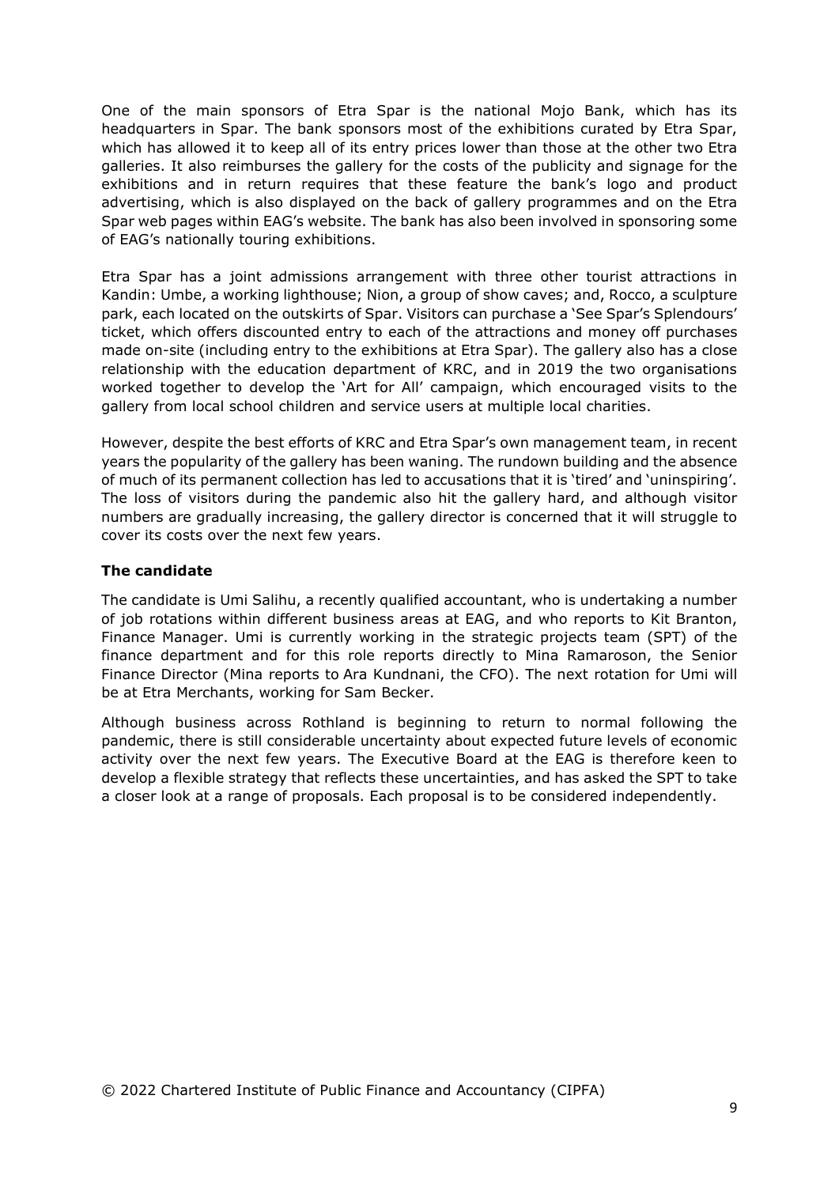One of the main sponsors of Etra Spar is the national Mojo Bank, which has its headquarters in Spar. The bank sponsors most of the exhibitions curated by Etra Spar, which has allowed it to keep all of its entry prices lower than those at the other two Etra galleries. It also reimburses the gallery for the costs of the publicity and signage for the exhibitions and in return requires that these feature the bank's logo and product advertising, which is also displayed on the back of gallery programmes and on the Etra Spar web pages within EAG's website. The bank has also been involved in sponsoring some of EAG's nationally touring exhibitions.

Etra Spar has a joint admissions arrangement with three other tourist attractions in Kandin: Umbe, a working lighthouse; Nion, a group of show caves; and, Rocco, a sculpture park, each located on the outskirts of Spar. Visitors can purchase a 'See Spar's Splendours' ticket, which offers discounted entry to each of the attractions and money off purchases made on-site (including entry to the exhibitions at Etra Spar). The gallery also has a close relationship with the education department of KRC, and in 2019 the two organisations worked together to develop the 'Art for All' campaign, which encouraged visits to the gallery from local school children and service users at multiple local charities.

However, despite the best efforts of KRC and Etra Spar's own management team, in recent years the popularity of the gallery has been waning. The rundown building and the absence of much of its permanent collection has led to accusations that it is 'tired' and 'uninspiring'. The loss of visitors during the pandemic also hit the gallery hard, and although visitor numbers are gradually increasing, the gallery director is concerned that it will struggle to cover its costs over the next few years.

**The candidate**

The candidate is Umi Salihu, a recently qualified accountant, who is undertaking a number of job rotations within different business areas at EAG, and who reports to Kit Branton, Finance Manager. Umi is currently working in the strategic projects team (SPT) of the finance department and for this role reports directly to Mina Ramaroson, the Senior Finance Director (Mina reports to Ara Kundnani, the CFO). The next rotation for Umi will be at Etra Merchants, working for Sam Becker.

Although business across Rothland is beginning to return to normal following the pandemic, there is still considerable uncertainty about expected future levels of economic activity over the next few years. The Executive Board at the EAG is therefore keen to develop a flexible strategy that reflects these uncertainties, and has asked the SPT to take a closer look at a range of proposals. Each proposal is to be considered independently.

© 2022 Chartered Institute of Public Finance and Accountancy (CIPFA)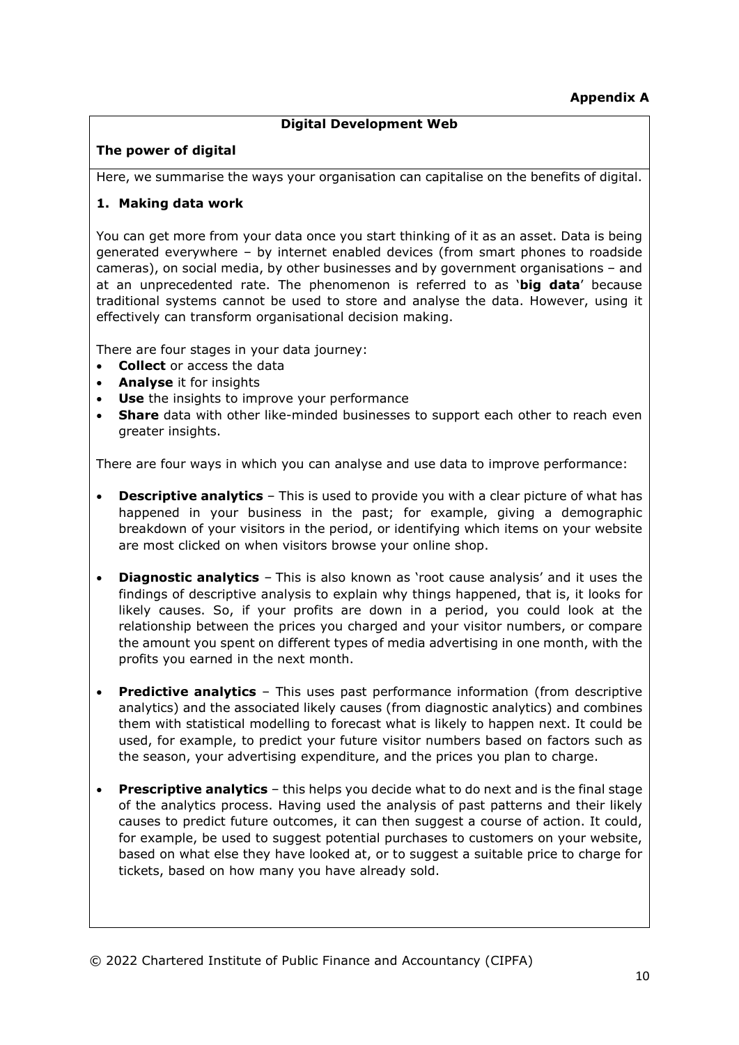**Appendix A**

## Digital Development Web

### The power of digital

Here, we summarise the ways your organisation can capitalise on the benefits of digital.

### 1. Making data work

You can get more from your data once you start thinking of it as an asset. Data is being generated everywhere – by internet enabled devices (from smart phones to roadside cameras), on social media, by other businesses and by government organisations – and at an unprecedented rate. The phenomenon is referred to as '**big data**' because traditional systems cannot be used to store and analyse the data. However, using it effectively can transform organisational decision making.

There are four stages in your data journey:

- **Collect** or access the data
- **Analyse** it for insights
- **Use** the insights to improve your performance
- **Share** data with other like-minded businesses to support each other to reach even greater insights.

There are four ways in which you can analyse and use data to improve performance:

- **Descriptive analytics** – This is used to provide you with a clear picture of what has happened in your business in the past; for example, giving a demographic breakdown of your visitors in the period, or identifying which items on your website are most clicked on when visitors browse your online shop.

- **Diagnostic analytics** – This is also known as 'root cause analysis' and it uses the findings of descriptive analysis to explain why things happened, that is, it looks for likely causes. So, if your profits are down in a period, you could look at the relationship between the prices you charged and your visitor numbers, or compare the amount you spent on different types of media advertising in one month, with the profits you earned in the next month.

- **Predictive analytics** – This uses past performance information (from descriptive analytics) and the associated likely causes (from diagnostic analytics) and combines them with statistical modelling to forecast what is likely to happen next. It could be used, for example, to predict your future visitor numbers based on factors such as the season, your advertising expenditure, and the prices you plan to charge.

- **Prescriptive analytics** – this helps you decide what to do next and is the final stage of the analytics process. Having used the analysis of past patterns and their likely causes to predict future outcomes, it can then suggest a course of action. It could, for example, be used to suggest potential purchases to customers on your website, based on what else they have looked at, or to suggest a suitable price to charge for tickets, based on how many you have already sold.

© 2022 Chartered Institute of Public Finance and Accountancy (CIPFA)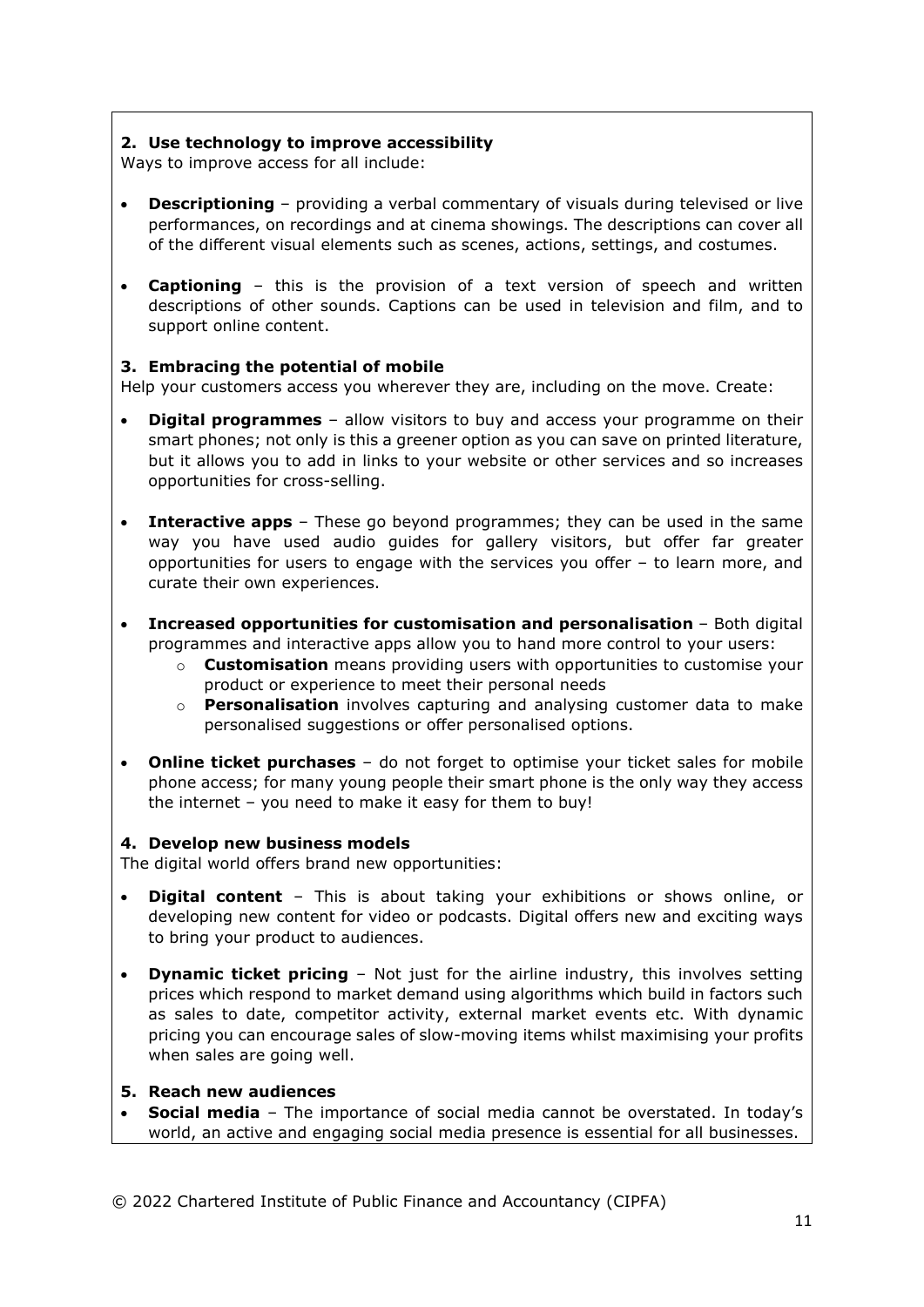**2. Use technology to improve accessibility**

Ways to improve access for all include:

- **Descriptioning** – providing a verbal commentary of visuals during televised or live performances, on recordings and at cinema showings. The descriptions can cover all of the different visual elements such as scenes, actions, settings, and costumes.

- **Captioning** – this is the provision of a text version of speech and written descriptions of other sounds. Captions can be used in television and film, and to support online content.

**3. Embracing the potential of mobile**

Help your customers access you wherever they are, including on the move. Create:

- **Digital programmes** – allow visitors to buy and access your programme on their smart phones; not only is this a greener option as you can save on printed literature, but it allows you to add in links to your website or other services and so increases opportunities for cross-selling.

- **Interactive apps** – These go beyond programmes; they can be used in the same way you have used audio guides for gallery visitors, but offer far greater opportunities for users to engage with the services you offer – to learn more, and curate their own experiences.

- **Increased opportunities for customisation and personalisation** – Both digital programmes and interactive apps allow you to hand more control to your users:
    - **Customisation** means providing users with opportunities to customise your product or experience to meet their personal needs
    - **Personalisation** involves capturing and analysing customer data to make personalised suggestions or offer personalised options.

- **Online ticket purchases** – do not forget to optimise your ticket sales for mobile phone access; for many young people their smart phone is the only way they access the internet – you need to make it easy for them to buy!

**4. Develop new business models**

The digital world offers brand new opportunities:

- **Digital content** – This is about taking your exhibitions or shows online, or developing new content for video or podcasts. Digital offers new and exciting ways to bring your product to audiences.

- **Dynamic ticket pricing** – Not just for the airline industry, this involves setting prices which respond to market demand using algorithms which build in factors such as sales to date, competitor activity, external market events etc. With dynamic pricing you can encourage sales of slow-moving items whilst maximising your profits when sales are going well.

**5. Reach new audiences**

- **Social media** – The importance of social media cannot be overstated. In today's world, an active and engaging social media presence is essential for all businesses.

© 2022 Chartered Institute of Public Finance and Accountancy (CIPFA)